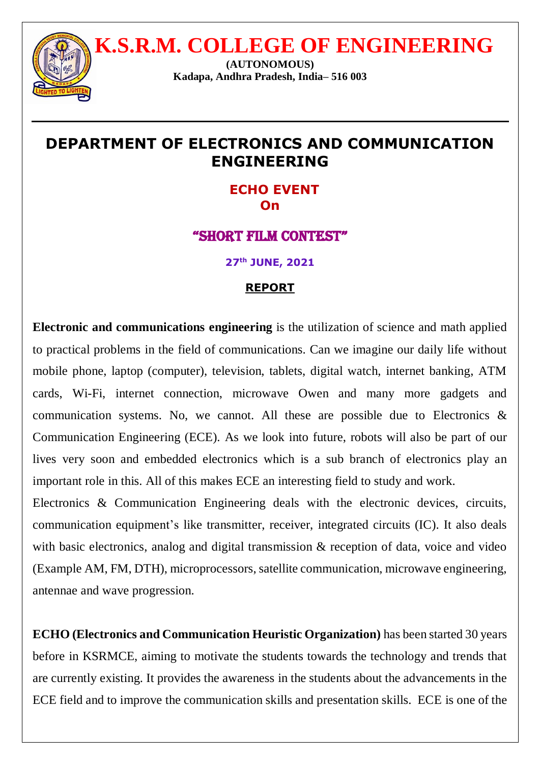# K.S.R.M. COLLEGE OF ENGINEERING

**(AUTONOMOUS)**
**Kadapa, Andhra Pradesh, India– 516 003**

## DEPARTMENT OF ELECTRONICS AND COMMUNICATION ENGINEERING

### ECHO EVENT
### On

### "SHORT FILM CONTEST"

**27th JUNE, 2021**

**REPORT**

**Electronic and communications engineering** is the utilization of science and math applied to practical problems in the field of communications. Can we imagine our daily life without mobile phone, laptop (computer), television, tablets, digital watch, internet banking, ATM cards, Wi-Fi, internet connection, microwave Owen and many more gadgets and communication systems. No, we cannot. All these are possible due to Electronics & Communication Engineering (ECE). As we look into future, robots will also be part of our lives very soon and embedded electronics which is a sub branch of electronics play an important role in this. All of this makes ECE an interesting field to study and work.

Electronics & Communication Engineering deals with the electronic devices, circuits, communication equipment's like transmitter, receiver, integrated circuits (IC). It also deals with basic electronics, analog and digital transmission & reception of data, voice and video (Example AM, FM, DTH), microprocessors, satellite communication, microwave engineering, antennae and wave progression.

**ECHO (Electronics and Communication Heuristic Organization)** has been started 30 years before in KSRMCE, aiming to motivate the students towards the technology and trends that are currently existing. It provides the awareness in the students about the advancements in the ECE field and to improve the communication skills and presentation skills. ECE is one of the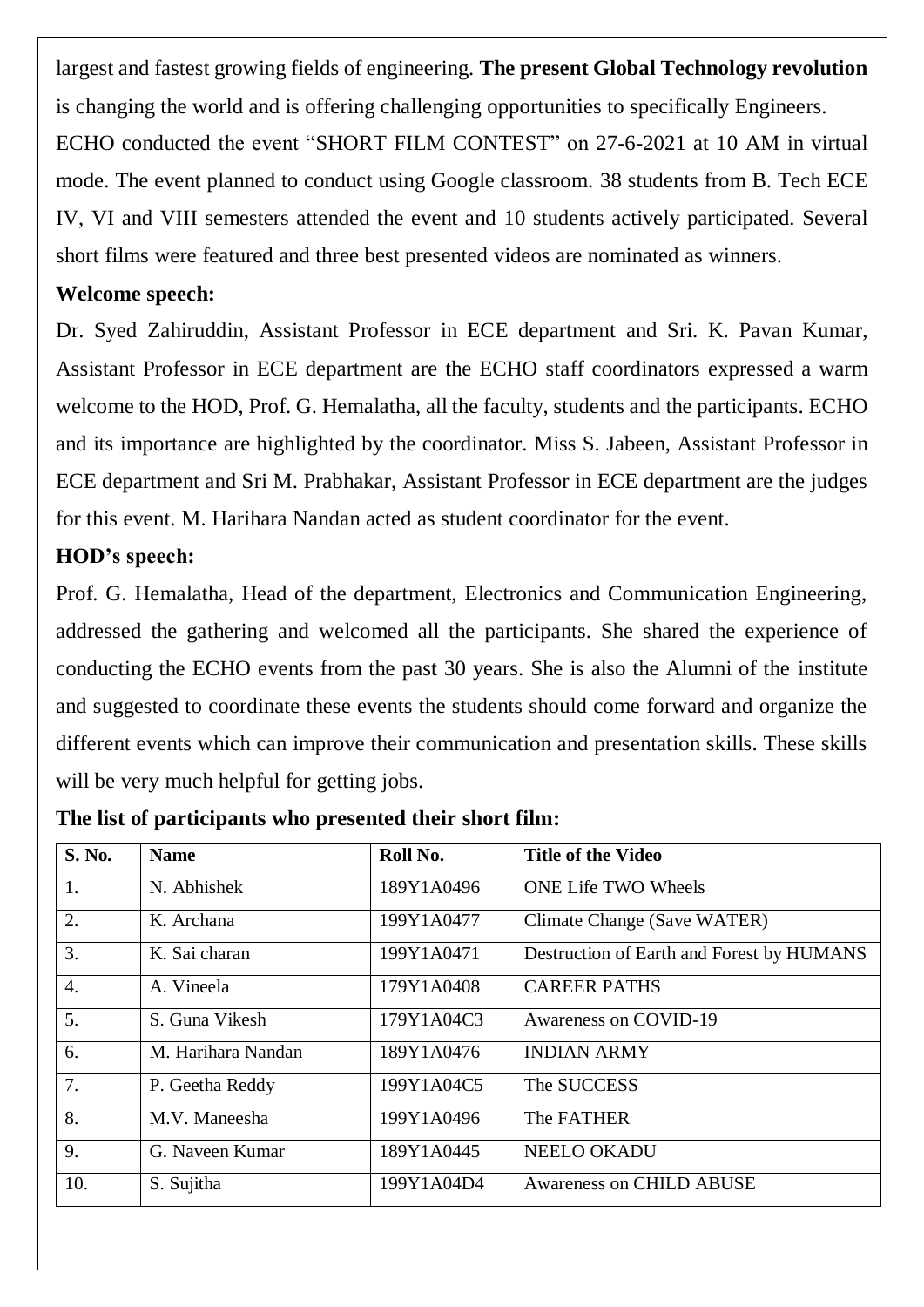largest and fastest growing fields of engineering. **The present Global Technology revolution** is changing the world and is offering challenging opportunities to specifically Engineers.

ECHO conducted the event "SHORT FILM CONTEST" on 27-6-2021 at 10 AM in virtual mode. The event planned to conduct using Google classroom. 38 students from B. Tech ECE IV, VI and VIII semesters attended the event and 10 students actively participated. Several short films were featured and three best presented videos are nominated as winners.

**Welcome speech:**

Dr. Syed Zahiruddin, Assistant Professor in ECE department and Sri. K. Pavan Kumar, Assistant Professor in ECE department are the ECHO staff coordinators expressed a warm welcome to the HOD, Prof. G. Hemalatha, all the faculty, students and the participants. ECHO and its importance are highlighted by the coordinator. Miss S. Jabeen, Assistant Professor in ECE department and Sri M. Prabhakar, Assistant Professor in ECE department are the judges for this event. M. Harihara Nandan acted as student coordinator for the event.

**HOD's speech:**

Prof. G. Hemalatha, Head of the department, Electronics and Communication Engineering, addressed the gathering and welcomed all the participants. She shared the experience of conducting the ECHO events from the past 30 years. She is also the Alumni of the institute and suggested to coordinate these events the students should come forward and organize the different events which can improve their communication and presentation skills. These skills will be very much helpful for getting jobs.

**The list of participants who presented their short film:**

| S. No. | Name | Roll No. | Title of the Video |
|---|---|---|---|
| 1. | N. Abhishek | 189Y1A0496 | ONE Life TWO Wheels |
| 2. | K. Archana | 199Y1A0477 | Climate Change (Save WATER) |
| 3. | K. Sai charan | 199Y1A0471 | Destruction of Earth and Forest by HUMANS |
| 4. | A. Vineela | 179Y1A0408 | CAREER PATHS |
| 5. | S. Guna Vikesh | 179Y1A04C3 | Awareness on COVID-19 |
| 6. | M. Harihara Nandan | 189Y1A0476 | INDIAN ARMY |
| 7. | P. Geetha Reddy | 199Y1A04C5 | The SUCCESS |
| 8. | M.V. Maneesha | 199Y1A0496 | The FATHER |
| 9. | G. Naveen Kumar | 189Y1A0445 | NEELO OKADU |
| 10. | S. Sujitha | 199Y1A04D4 | Awareness on CHILD ABUSE |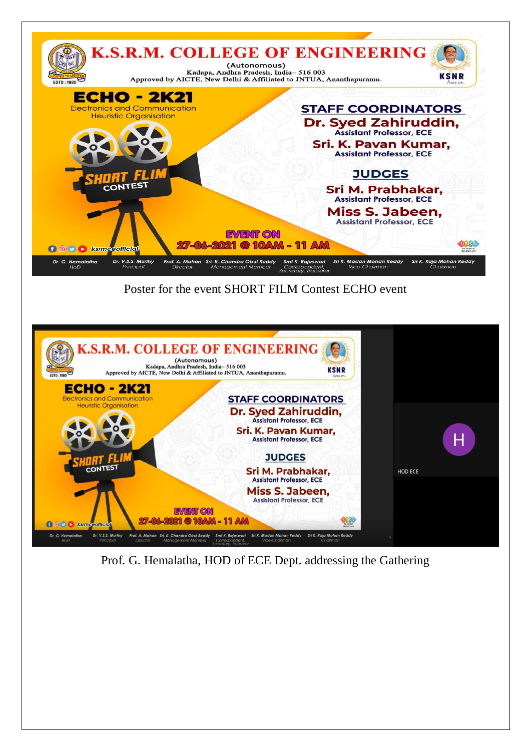**K.S.R.M. COLLEGE OF ENGINEERING**
(Autonomous)
Kadapa, Andhra Pradesh, India– 516 003
Approved by AICTE, New Delhi & Affiliated to JNTUA, Ananthapuramu.

**ECHO - 2K21**
Electronics and Communication Heuristic Organisation

**SHORT FLIM CONTEST**

**STAFF COORDINATORS**
Dr. Syed Zahiruddin, Assistant Professor, ECE
Sri. K. Pavan Kumar, Assistant Professor, ECE

**JUDGES**
Sri M. Prabhakar, Assistant Professor, ECE
Miss S. Jabeen, Assistant Professor, ECE

**EVENT ON**
27-06-2021 @ 10AM - 11 AM

ksrmceofficial

Dr. G. Hemalatha, HoD | Dr. V.S.S. Murthy, Principal | Prof. A. Mohan, Director | Sri. K. Chandra Obul Reddy, Management Member | Smt K. Rajeswari, Correspondent, Secretary, Treasurer | Sri K. Madan Mohan Reddy, Vice-Chairman | Sri K. Raja Mohan Reddy, Chairman

Poster for the event SHORT FILM Contest ECHO event

Prof. G. Hemalatha, HOD of ECE Dept. addressing the Gathering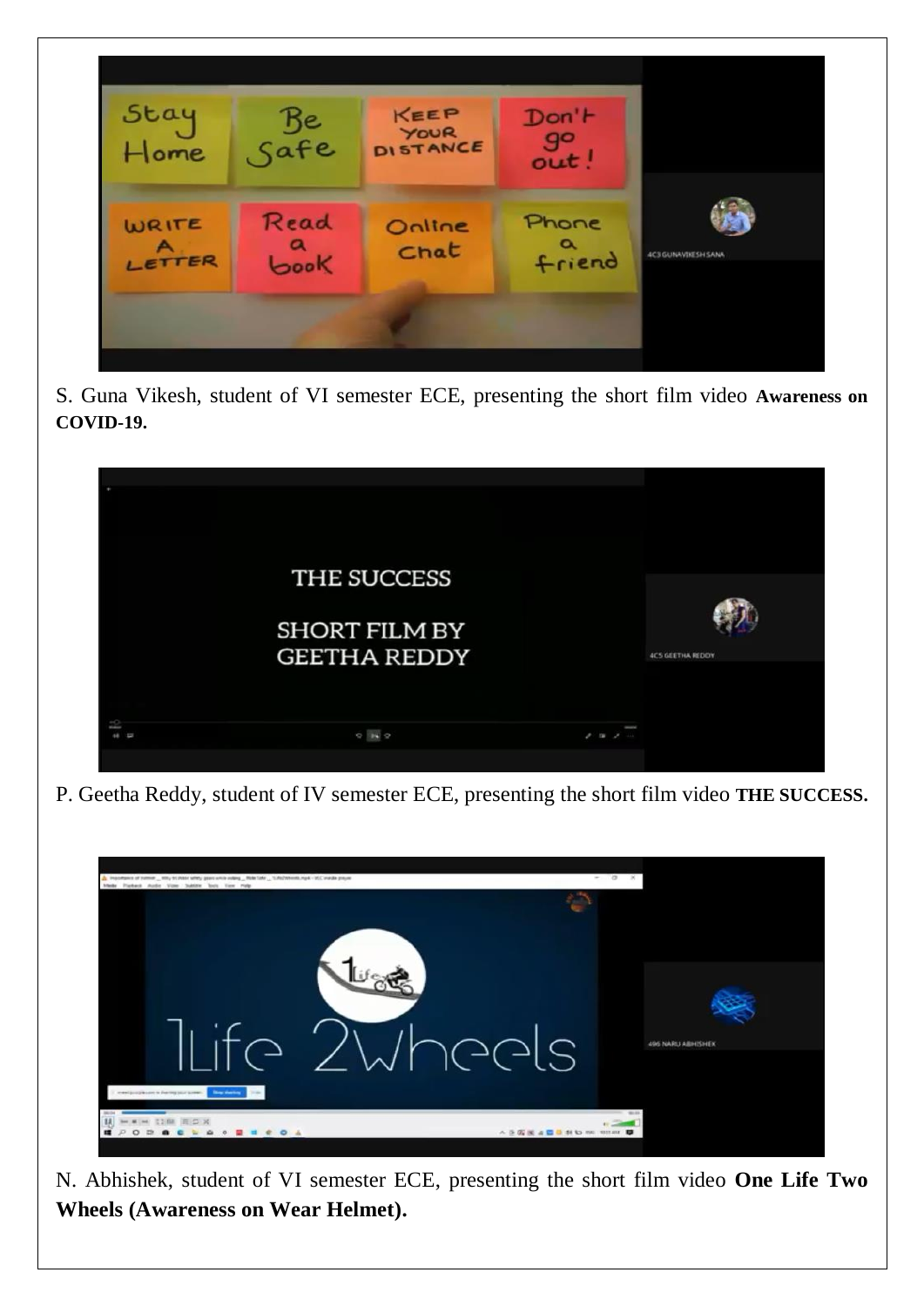S. Guna Vikesh, student of VI semester ECE, presenting the short film video **Awareness on COVID-19.**

P. Geetha Reddy, student of IV semester ECE, presenting the short film video **THE SUCCESS.**

N. Abhishek, student of VI semester ECE, presenting the short film video **One Life Two Wheels (Awareness on Wear Helmet).**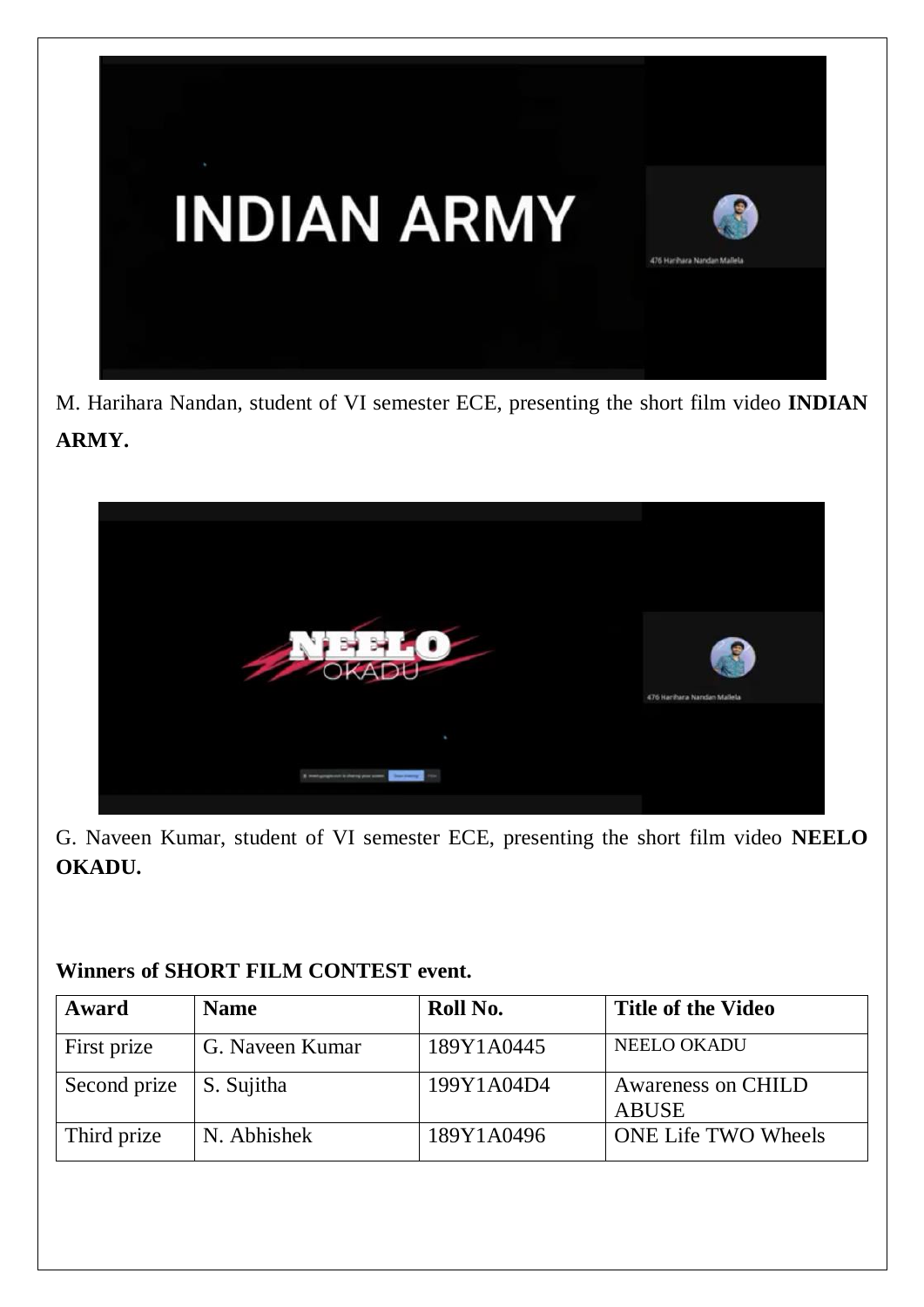M. Harihara Nandan, student of VI semester ECE, presenting the short film video **INDIAN ARMY.**

G. Naveen Kumar, student of VI semester ECE, presenting the short film video **NEELO OKADU.**

**Winners of SHORT FILM CONTEST event.**

| **Award** | **Name** | **Roll No.** | **Title of the Video** |
|---|---|---|---|
| First prize | G. Naveen Kumar | 189Y1A0445 | NEELO OKADU |
| Second prize | S. Sujitha | 199Y1A04D4 | Awareness on CHILD ABUSE |
| Third prize | N. Abhishek | 189Y1A0496 | ONE Life TWO Wheels |